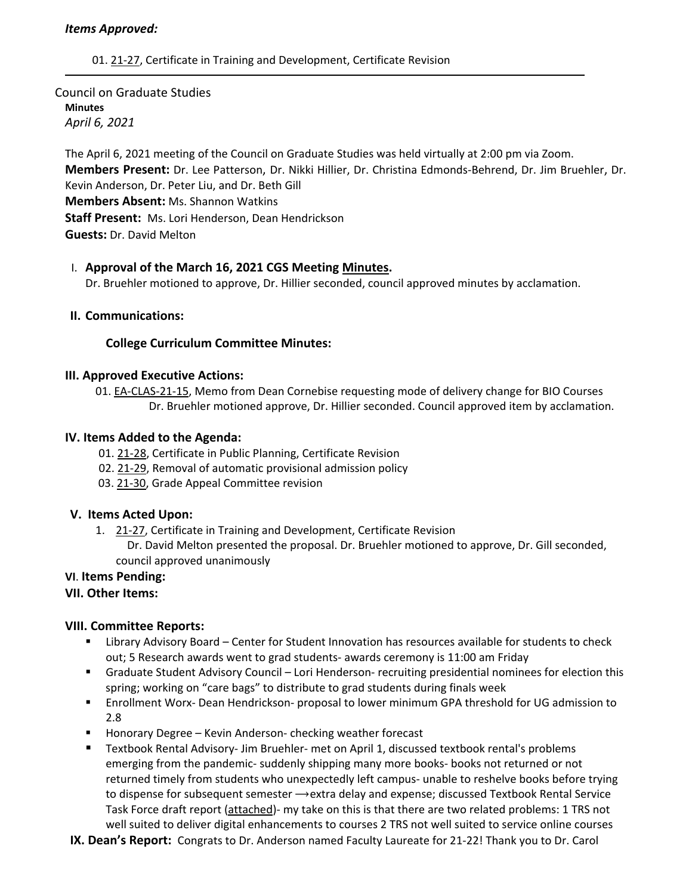***Items Approved:***

01. 21-27, Certificate in Training and Development, Certificate Revision

---

Council on Graduate Studies

**Minutes**

*April 6, 2021*

The April 6, 2021 meeting of the Council on Graduate Studies was held virtually at 2:00 pm via Zoom.

**Members Present:** Dr. Lee Patterson, Dr. Nikki Hillier, Dr. Christina Edmonds-Behrend, Dr. Jim Bruehler, Dr. Kevin Anderson, Dr. Peter Liu, and Dr. Beth Gill

**Members Absent:** Ms. Shannon Watkins

**Staff Present:** Ms. Lori Henderson, Dean Hendrickson

**Guests:** Dr. David Melton

## I. Approval of the March 16, 2021 CGS Meeting Minutes.

Dr. Bruehler motioned to approve, Dr. Hillier seconded, council approved minutes by acclamation.

## II. Communications:

**College Curriculum Committee Minutes:**

## III. Approved Executive Actions:

01. EA-CLAS-21-15, Memo from Dean Cornebise requesting mode of delivery change for BIO Courses
    Dr. Bruehler motioned approve, Dr. Hillier seconded. Council approved item by acclamation.

## IV. Items Added to the Agenda:

01. 21-28, Certificate in Public Planning, Certificate Revision
02. 21-29, Removal of automatic provisional admission policy
03. 21-30, Grade Appeal Committee revision

## V. Items Acted Upon:

1. 21-27, Certificate in Training and Development, Certificate Revision
   Dr. David Melton presented the proposal. Dr. Bruehler motioned to approve, Dr. Gill seconded, council approved unanimously

## VI. Items Pending:

## VII. Other Items:

## VIII. Committee Reports:

- Library Advisory Board – Center for Student Innovation has resources available for students to check out; 5 Research awards went to grad students- awards ceremony is 11:00 am Friday
- Graduate Student Advisory Council – Lori Henderson- recruiting presidential nominees for election this spring; working on "care bags" to distribute to grad students during finals week
- Enrollment Worx- Dean Hendrickson- proposal to lower minimum GPA threshold for UG admission to 2.8
- Honorary Degree – Kevin Anderson- checking weather forecast
- Textbook Rental Advisory- Jim Bruehler- met on April 1, discussed textbook rental's problems emerging from the pandemic- suddenly shipping many more books- books not returned or not returned timely from students who unexpectedly left campus- unable to reshelve books before trying to dispense for subsequent semester ⟶extra delay and expense; discussed Textbook Rental Service Task Force draft report (attached)- my take on this is that there are two related problems: 1 TRS not well suited to deliver digital enhancements to courses 2 TRS not well suited to service online courses

## IX. Dean's Report:

Congrats to Dr. Anderson named Faculty Laureate for 21-22! Thank you to Dr. Carol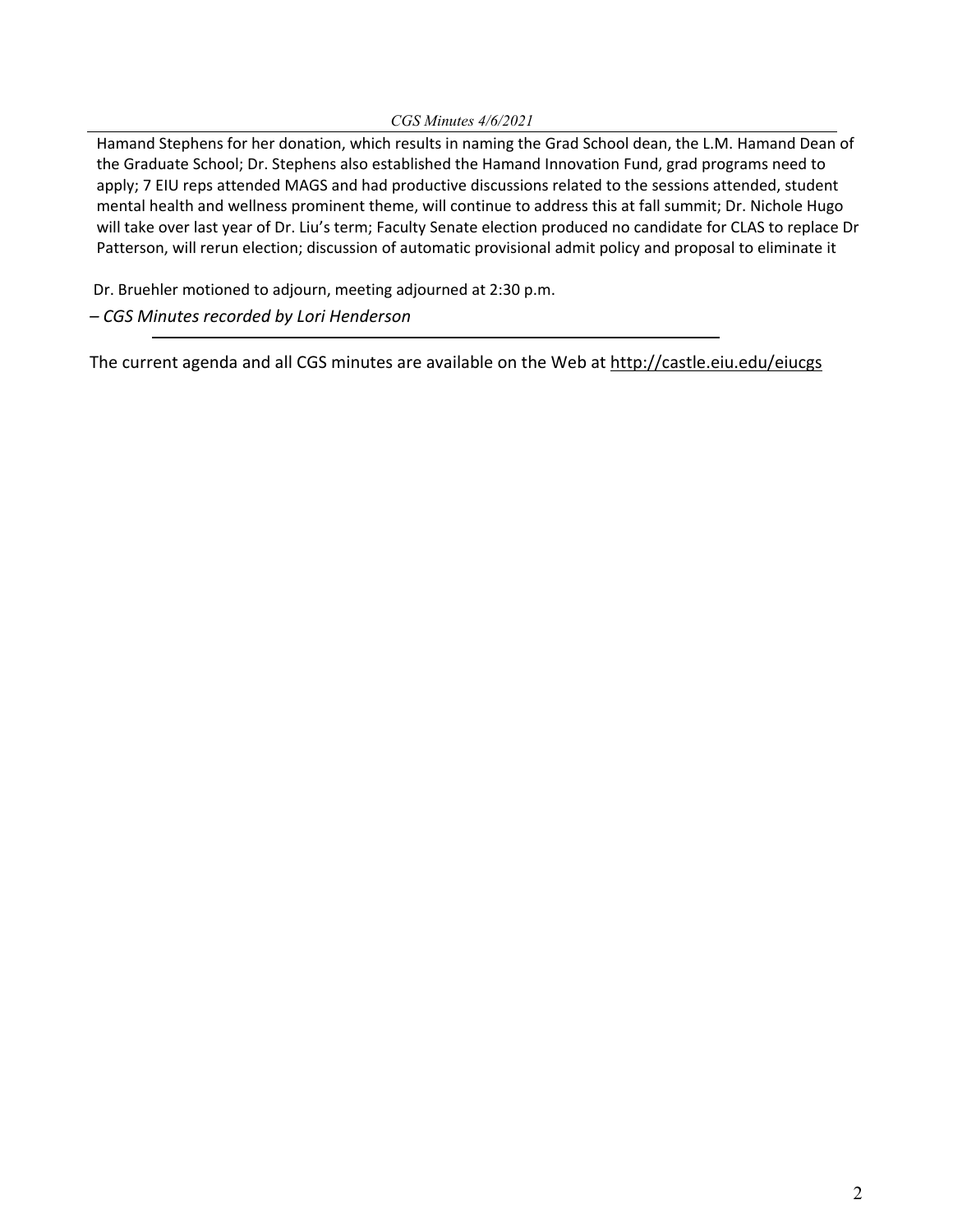Hamand Stephens for her donation, which results in naming the Grad School dean, the L.M. Hamand Dean of the Graduate School; Dr. Stephens also established the Hamand Innovation Fund, grad programs need to apply; 7 EIU reps attended MAGS and had productive discussions related to the sessions attended, student mental health and wellness prominent theme, will continue to address this at fall summit; Dr. Nichole Hugo will take over last year of Dr. Liu's term; Faculty Senate election produced no candidate for CLAS to replace Dr Patterson, will rerun election; discussion of automatic provisional admit policy and proposal to eliminate it

Dr. Bruehler motioned to adjourn, meeting adjourned at 2:30 p.m.

*– CGS Minutes recorded by Lori Henderson*

---

The current agenda and all CGS minutes are available on the Web at http://castle.eiu.edu/eiucgs